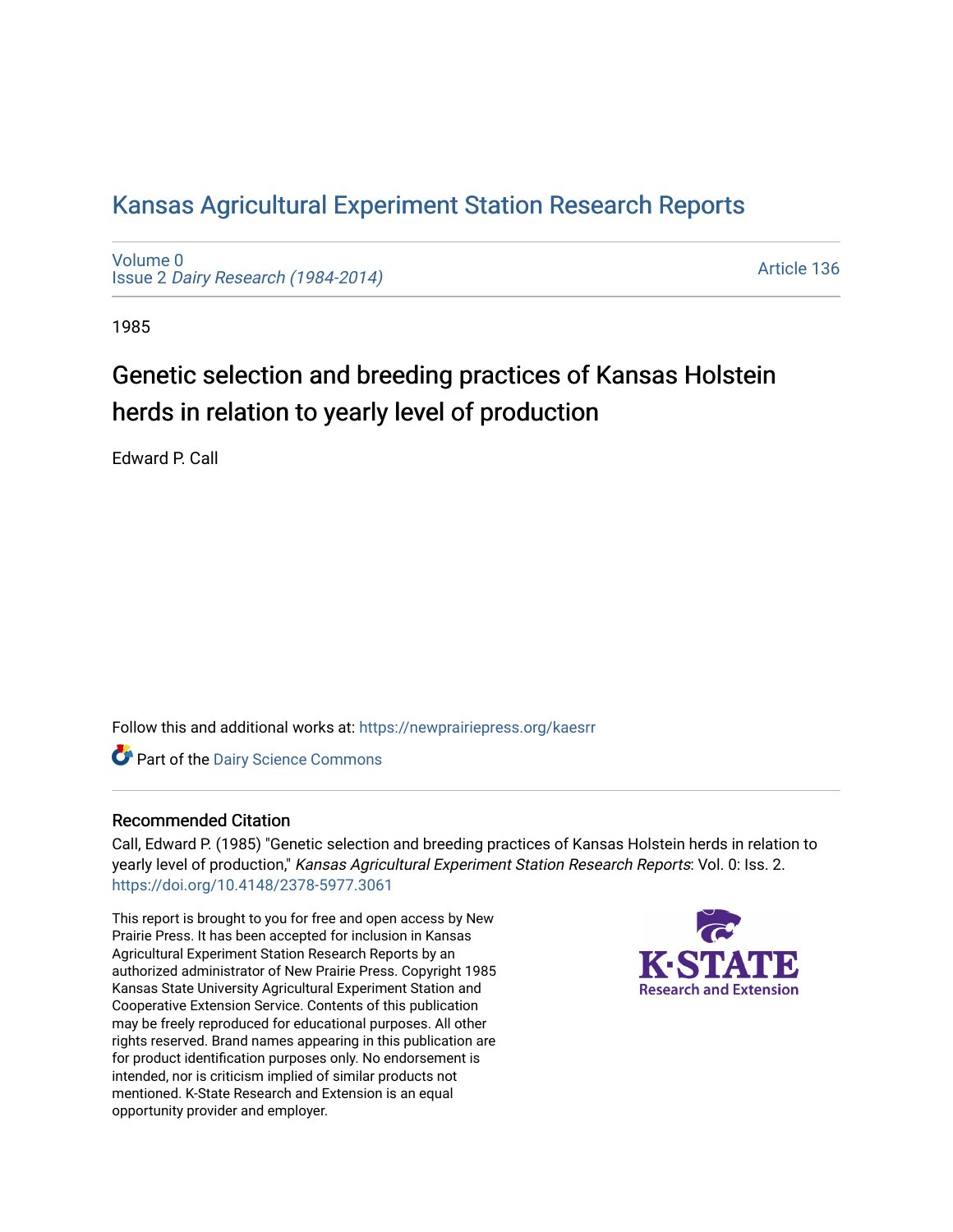# Kansas Agricultural Experiment Station Research Reports

Volume 0
Issue 2 *Dairy Research (1984-2014)*

Article 136

1985

## Genetic selection and breeding practices of Kansas Holstein herds in relation to yearly level of production

Edward P. Call

Follow this and additional works at: https://newprairiepress.org/kaesrr

Part of the Dairy Science Commons

### Recommended Citation

Call, Edward P. (1985) "Genetic selection and breeding practices of Kansas Holstein herds in relation to yearly level of production," *Kansas Agricultural Experiment Station Research Reports*: Vol. 0: Iss. 2. https://doi.org/10.4148/2378-5977.3061

This report is brought to you for free and open access by New Prairie Press. It has been accepted for inclusion in Kansas Agricultural Experiment Station Research Reports by an authorized administrator of New Prairie Press. Copyright 1985 Kansas State University Agricultural Experiment Station and Cooperative Extension Service. Contents of this publication may be freely reproduced for educational purposes. All other rights reserved. Brand names appearing in this publication are for product identification purposes only. No endorsement is intended, nor is criticism implied of similar products not mentioned. K-State Research and Extension is an equal opportunity provider and employer.

K-STATE Research and Extension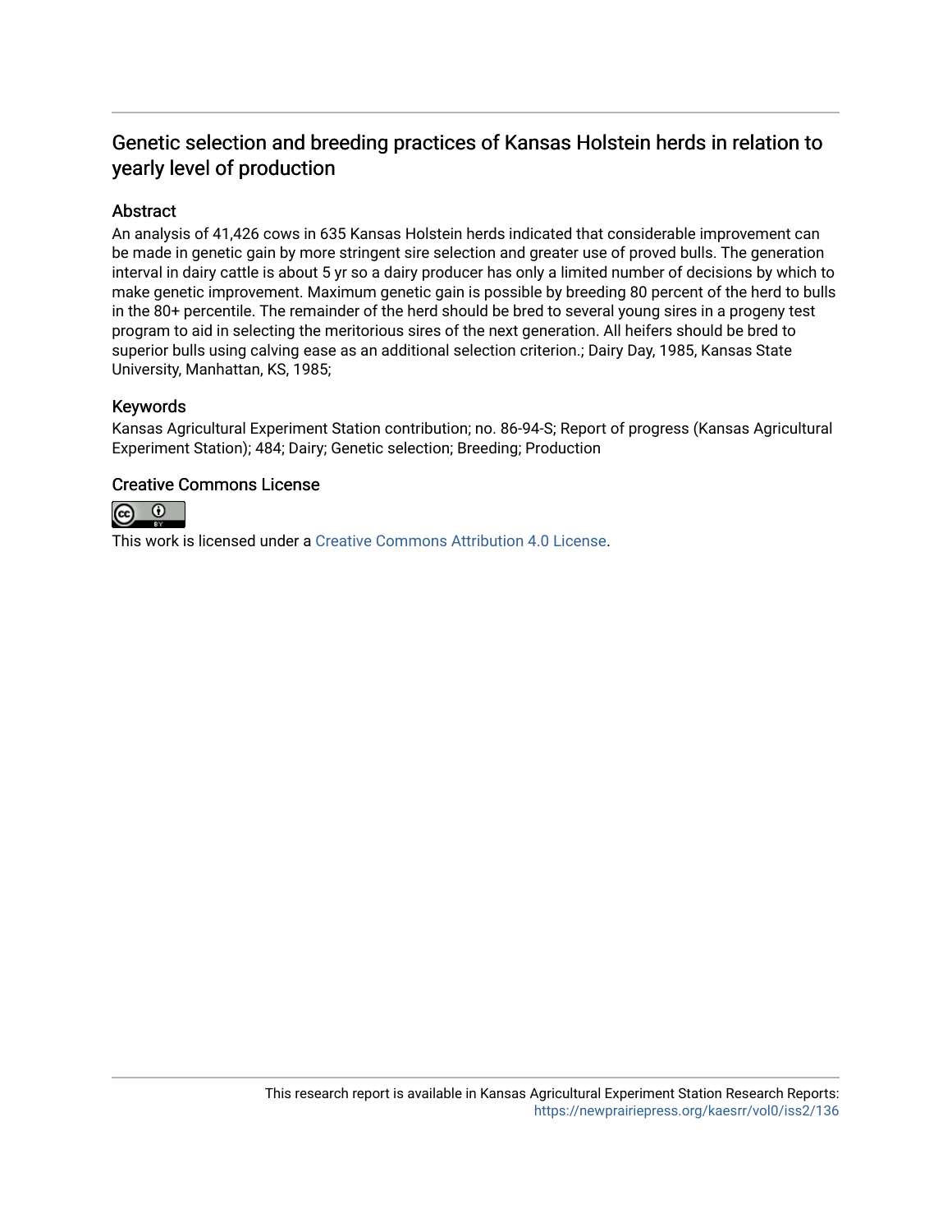# Genetic selection and breeding practices of Kansas Holstein herds in relation to yearly level of production

## Abstract

An analysis of 41,426 cows in 635 Kansas Holstein herds indicated that considerable improvement can be made in genetic gain by more stringent sire selection and greater use of proved bulls. The generation interval in dairy cattle is about 5 yr so a dairy producer has only a limited number of decisions by which to make genetic improvement. Maximum genetic gain is possible by breeding 80 percent of the herd to bulls in the 80+ percentile. The remainder of the herd should be bred to several young sires in a progeny test program to aid in selecting the meritorious sires of the next generation. All heifers should be bred to superior bulls using calving ease as an additional selection criterion.; Dairy Day, 1985, Kansas State University, Manhattan, KS, 1985;

## Keywords

Kansas Agricultural Experiment Station contribution; no. 86-94-S; Report of progress (Kansas Agricultural Experiment Station); 484; Dairy; Genetic selection; Breeding; Production

## Creative Commons License

This work is licensed under a Creative Commons Attribution 4.0 License.

This research report is available in Kansas Agricultural Experiment Station Research Reports: https://newprairiepress.org/kaesrr/vol0/iss2/136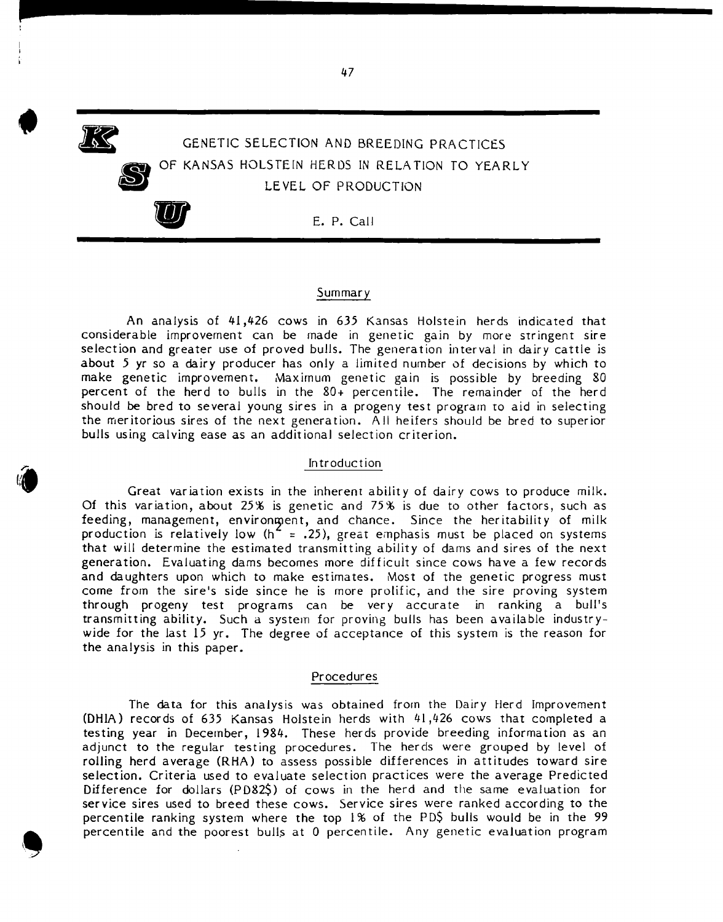# GENETIC SELECTION AND BREEDING PRACTICES OF KANSAS HOLSTEIN HERDS IN RELATION TO YEARLY LEVEL OF PRODUCTION

E. P. Call

## Summary

An analysis of 41,426 cows in 635 Kansas Holstein herds indicated that considerable improvement can be made in genetic gain by more stringent sire selection and greater use of proved bulls. The generation interval in dairy cattle is about 5 yr so a dairy producer has only a limited number of decisions by which to make genetic improvement. Maximum genetic gain is possible by breeding 80 percent of the herd to bulls in the 80+ percentile. The remainder of the herd should be bred to several young sires in a progeny test program to aid in selecting the meritorious sires of the next generation. All heifers should be bred to superior bulls using calving ease as an additional selection criterion.

## Introduction

Great variation exists in the inherent ability of dairy cows to produce milk. Of this variation, about 25% is genetic and 75% is due to other factors, such as feeding, management, environment, and chance. Since the heritability of milk production is relatively low ($h^2$ = .25), great emphasis must be placed on systems that will determine the estimated transmitting ability of dams and sires of the next generation. Evaluating dams becomes more difficult since cows have a few records and daughters upon which to make estimates. Most of the genetic progress must come from the sire's side since he is more prolific, and the sire proving system through progeny test programs can be very accurate in ranking a bull's transmitting ability. Such a system for proving bulls has been available industry-wide for the last 15 yr. The degree of acceptance of this system is the reason for the analysis in this paper.

## Procedures

The data for this analysis was obtained from the Dairy Herd Improvement (DHIA) records of 635 Kansas Holstein herds with 41,426 cows that completed a testing year in December, 1984. These herds provide breeding information as an adjunct to the regular testing procedures. The herds were grouped by level of rolling herd average (RHA) to assess possible differences in attitudes toward sire selection. Criteria used to evaluate selection practices were the average Predicted Difference for dollars (PD82$) of cows in the herd and the same evaluation for service sires used to breed these cows. Service sires were ranked according to the percentile ranking system where the top 1% of the PD$ bulls would be in the 99 percentile and the poorest bulls at 0 percentile. Any genetic evaluation program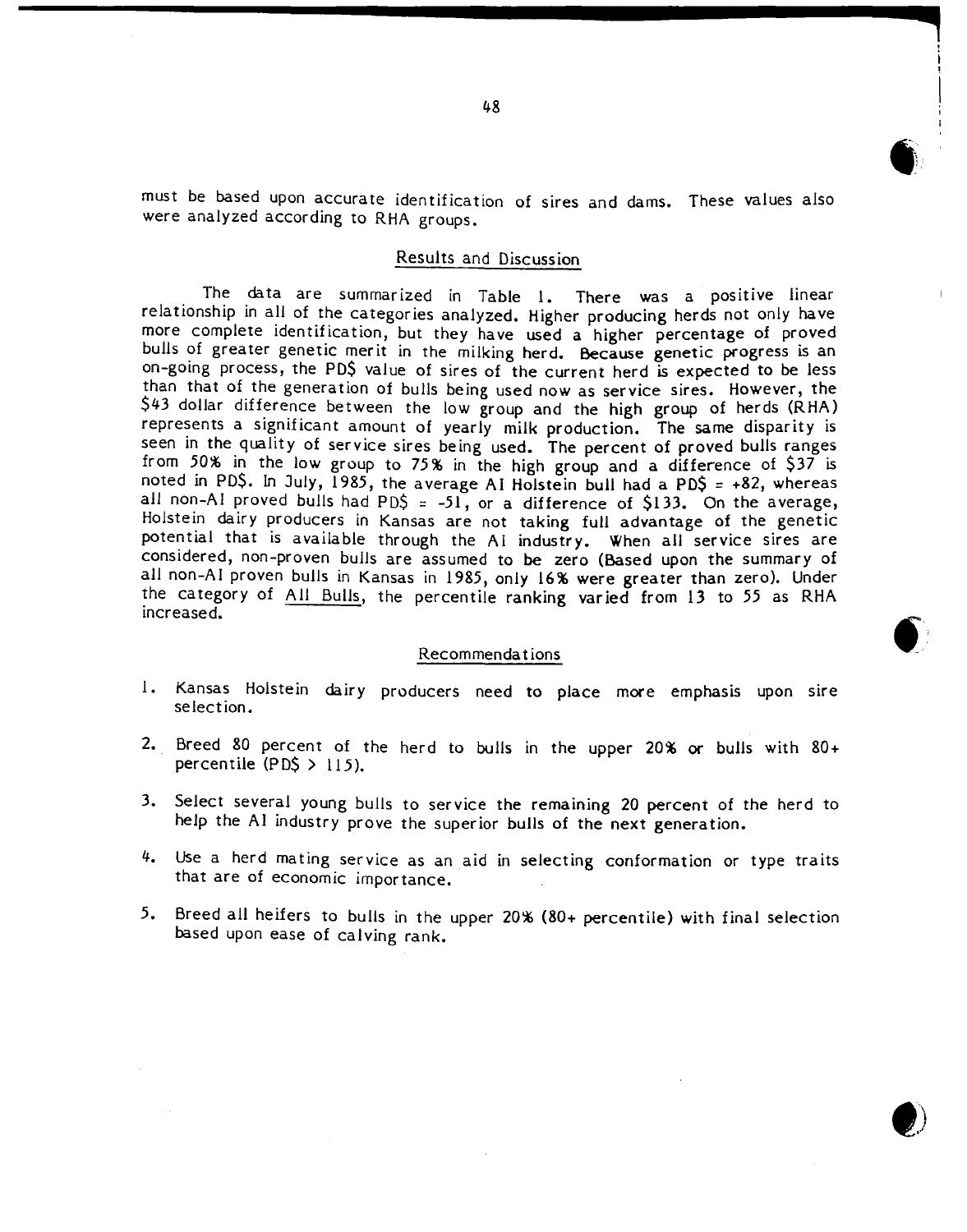must be based upon accurate identification of sires and dams. These values also were analyzed according to RHA groups.

## Results and Discussion

The data are summarized in Table 1. There was a positive linear relationship in all of the categories analyzed. Higher producing herds not only have more complete identification, but they have used a higher percentage of proved bulls of greater genetic merit in the milking herd. Because genetic progress is an on-going process, the PD$ value of sires of the current herd is expected to be less than that of the generation of bulls being used now as service sires. However, the $43 dollar difference between the low group and the high group of herds (RHA) represents a significant amount of yearly milk production. The same disparity is seen in the quality of service sires being used. The percent of proved bulls ranges from 50% in the low group to 75% in the high group and a difference of $37 is noted in PD$. In July, 1985, the average AI Holstein bull had a PD$ = +82, whereas all non-AI proved bulls had PD$ = -51, or a difference of $133. On the average, Holstein dairy producers in Kansas are not taking full advantage of the genetic potential that is available through the AI industry. When all service sires are considered, non-proven bulls are assumed to be zero (Based upon the summary of all non-AI proven bulls in Kansas in 1985, only 16% were greater than zero). Under the category of All Bulls, the percentile ranking varied from 13 to 55 as RHA increased.

## Recommendations

1. Kansas Holstein dairy producers need to place more emphasis upon sire selection.
2. Breed 80 percent of the herd to bulls in the upper 20% or bulls with 80+ percentile (PD$ > 115).
3. Select several young bulls to service the remaining 20 percent of the herd to help the AI industry prove the superior bulls of the next generation.
4. Use a herd mating service as an aid in selecting conformation or type traits that are of economic importance.
5. Breed all heifers to bulls in the upper 20% (80+ percentile) with final selection based upon ease of calving rank.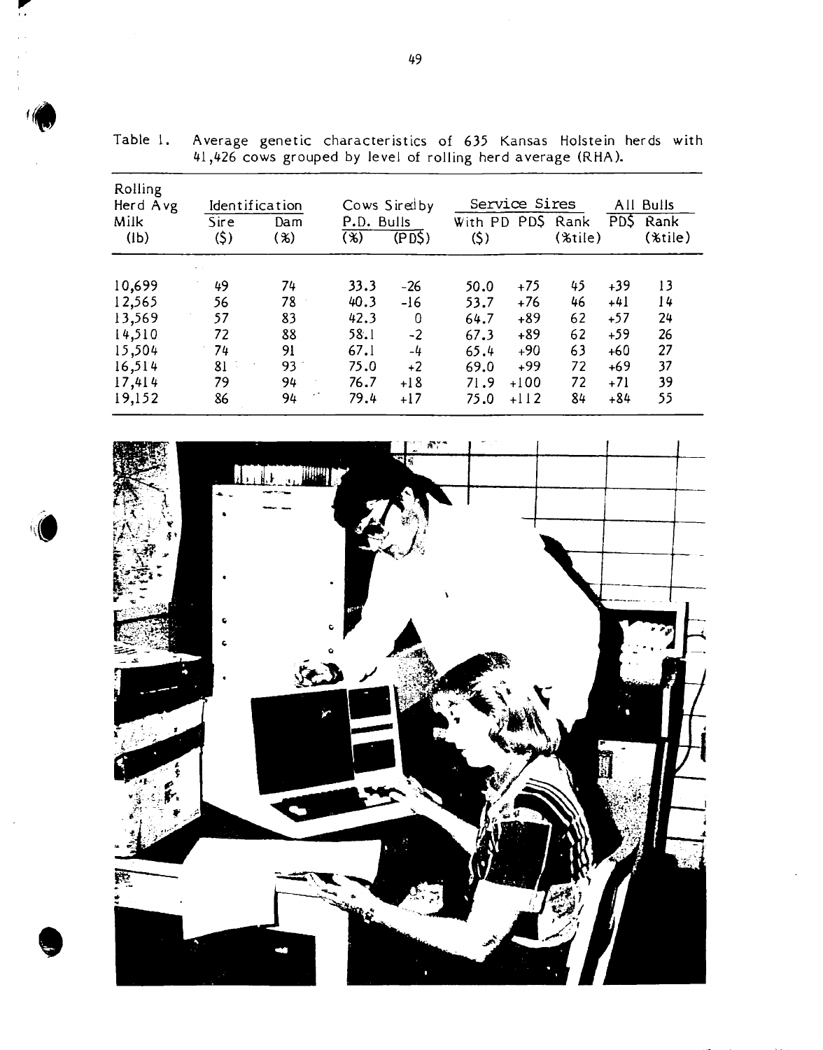Table 1. Average genetic characteristics of 635 Kansas Holstein herds with 41,426 cows grouped by level of rolling herd average (RHA).

| Rolling Herd Avg Milk (lb) | Identification | | Cows Sired by P.D. Bulls | | Service Sires | | | All Bulls | |
|---|---|---|---|---|---|---|---|---|---|
| | Sire ($) | Dam (%) | (%) | (PD$) | With PD ($) | PD$ | Rank (%tile) | PD$ | Rank (%tile) |
| 10,699 | 49 | 74 | 33.3 | -26 | 50.0 | +75 | 45 | +39 | 13 |
| 12,565 | 56 | 78 | 40.3 | -16 | 53.7 | +76 | 46 | +41 | 14 |
| 13,569 | 57 | 83 | 42.3 | 0 | 64.7 | +89 | 62 | +57 | 24 |
| 14,510 | 72 | 88 | 58.1 | -2 | 67.3 | +89 | 62 | +59 | 26 |
| 15,504 | 74 | 91 | 67.1 | -4 | 65.4 | +90 | 63 | +60 | 27 |
| 16,514 | 81 | 93 | 75.0 | +2 | 69.0 | +99 | 72 | +69 | 37 |
| 17,414 | 79 | 94 | 76.7 | +18 | 71.9 | +100 | 72 | +71 | 39 |
| 19,152 | 86 | 94 | 79.4 | +17 | 75.0 | +112 | 84 | +84 | 55 |